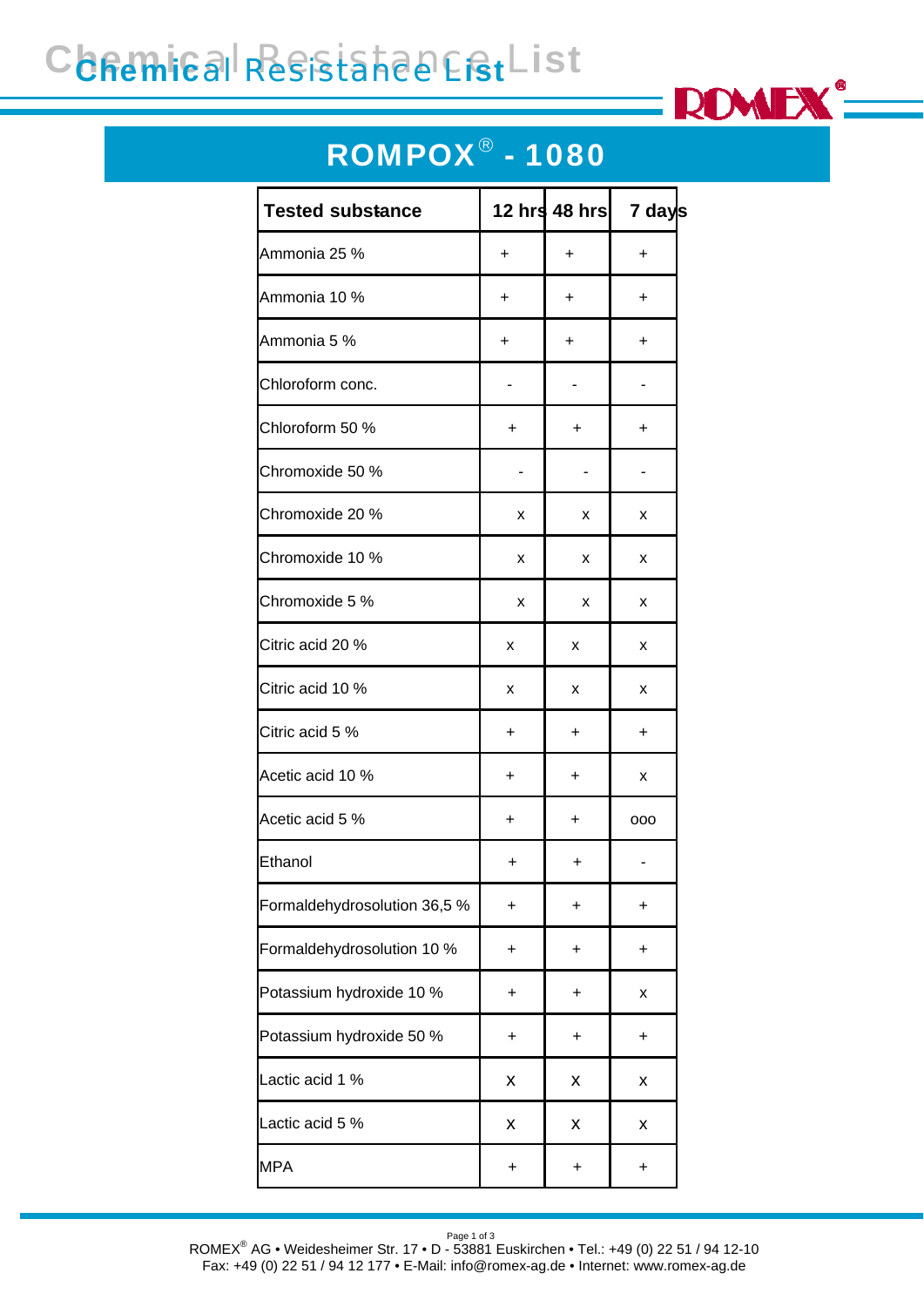# Chemical Resistance List

ROMEX®

## ROMPOX® - 1080

| Tested substance | 12 hrs | 48 hrs | 7 days |
|---|---|---|---|
| Ammonia 25 % | + | + | + |
| Ammonia 10 % | + | + | + |
| Ammonia 5 % | + | + | + |
| Chloroform conc. | - | - | - |
| Chloroform 50 % | + | + | + |
| Chromoxide 50 % | - | - | - |
| Chromoxide 20 % | x | x | x |
| Chromoxide 10 % | x | x | x |
| Chromoxide 5 % | x | x | x |
| Citric acid 20 % | x | x | x |
| Citric acid 10 % | x | x | x |
| Citric acid 5 % | + | + | + |
| Acetic acid 10 % | + | + | x |
| Acetic acid 5 % | + | + | ooo |
| Ethanol | + | + | - |
| Formaldehydrosolution 36,5 % | + | + | + |
| Formaldehydrosolution 10 % | + | + | + |
| Potassium hydroxide 10 % | + | + | x |
| Potassium hydroxide 50 % | + | + | + |
| Lactic acid 1 % | X | X | x |
| Lactic acid 5 % | X | X | x |
| MPA | + | + | + |

ROMEX® AG • Weidesheimer Str. 17 • D - 53881 Euskirchen • Tel.: +49 (0) 22 51 / 94 12-10
Fax: +49 (0) 22 51 / 94 12 177 • E-Mail: info@romex-ag.de • Internet: www.romex-ag.de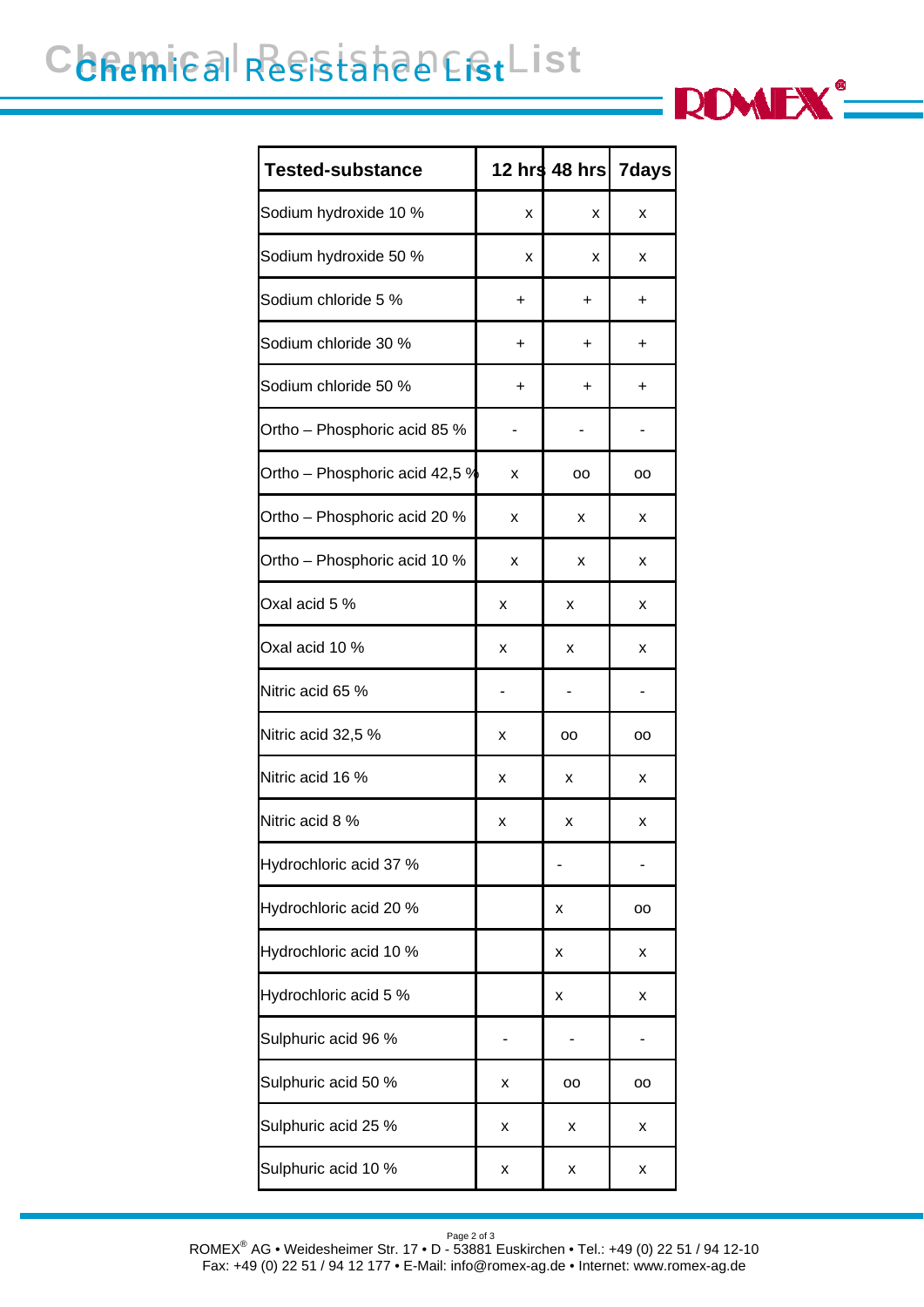# Chemical Resistance List

| Tested-substance | 12 hrs | 48 hrs | 7days |
|---|---|---|---|
| Sodium hydroxide 10 % | x | x | x |
| Sodium hydroxide 50 % | x | x | x |
| Sodium chloride 5 % | + | + | + |
| Sodium chloride 30 % | + | + | + |
| Sodium chloride 50 % | + | + | + |
| Ortho – Phosphoric acid 85 % | - | - | - |
| Ortho – Phosphoric acid 42,5 % | x | oo | oo |
| Ortho – Phosphoric acid 20 % | x | x | x |
| Ortho – Phosphoric acid 10 % | x | x | x |
| Oxal acid 5 % | x | x | x |
| Oxal acid 10 % | x | x | x |
| Nitric acid 65 % | - | - | - |
| Nitric acid 32,5 % | x | oo | oo |
| Nitric acid 16 % | x | x | x |
| Nitric acid 8 % | x | x | x |
| Hydrochloric acid 37 % | | - | - |
| Hydrochloric acid 20 % | | x | oo |
| Hydrochloric acid 10 % | | x | x |
| Hydrochloric acid 5 % | | x | x |
| Sulphuric acid 96 % | - | - | - |
| Sulphuric acid 50 % | x | oo | oo |
| Sulphuric acid 25 % | x | x | x |
| Sulphuric acid 10 % | x | x | x |

ROMEX® AG • Weidesheimer Str. 17 • D - 53881 Euskirchen • Tel.: +49 (0) 22 51 / 94 12-10
Fax: +49 (0) 22 51 / 94 12 177 • E-Mail: info@romex-ag.de • Internet: www.romex-ag.de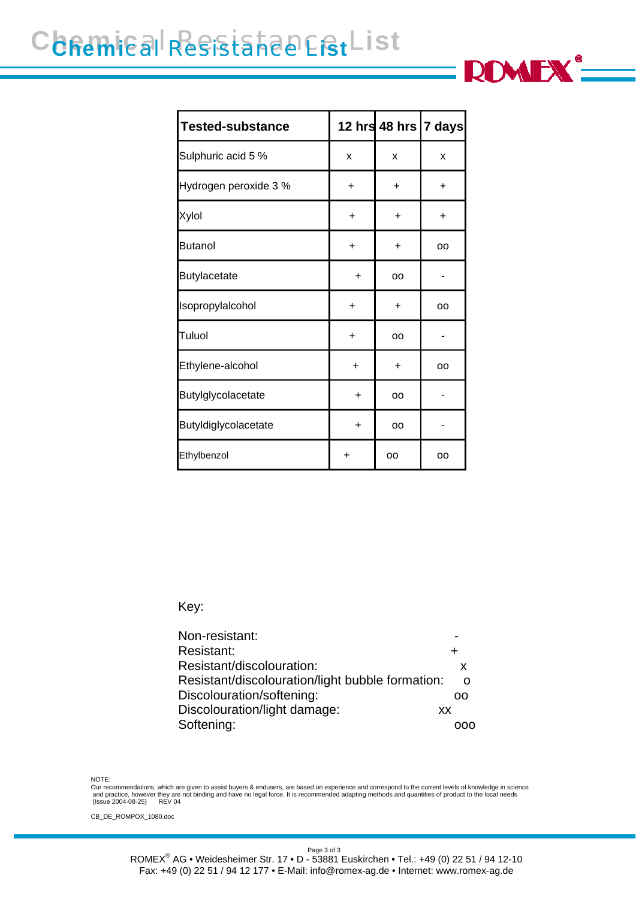# Chemical Resistance List

| Tested-substance | 12 hrs | 48 hrs | 7 days |
|---|---|---|---|
| Sulphuric acid 5 % | x | x | x |
| Hydrogen peroxide 3 % | + | + | + |
| Xylol | + | + | + |
| Butanol | + | + | oo |
| Butylacetate | + | oo | - |
| Isopropylalcohol | + | + | oo |
| Tuluol | + | oo | - |
| Ethylene-alcohol | + | + | oo |
| Butylglycolacetate | + | oo | - |
| Butyldiglycolacetate | + | oo | - |
| Ethylbenzol | + | oo | oo |

Key:

| | |
|---|---|
| Non-resistant: | - |
| Resistant: | + |
| Resistant/discolouration: | x |
| Resistant/discolouration/light bubble formation: | o |
| Discolouration/softening: | oo |
| Discolouration/light damage: | xx |
| Softening: | ooo |

NOTE:
Our recommendations, which are given to assist buyers & endusers, are based on experience and correspond to the current levels of knowledge in science and practice, however they are not binding and have no legal force. It is recommended adapting methods and quantities of product to the local needs
(Issue 2004-08-25) REV 04

CB_DE_ROMPOX_1080.doc

ROMEX® AG • Weidesheimer Str. 17 • D - 53881 Euskirchen • Tel.: +49 (0) 22 51 / 94 12-10
Fax: +49 (0) 22 51 / 94 12 177 • E-Mail: info@romex-ag.de • Internet: www.romex-ag.de